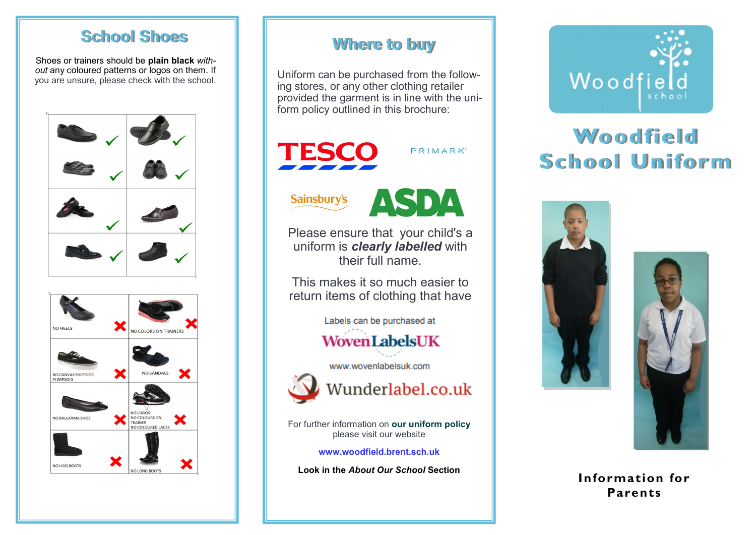## School Shoes

Shoes or trainers should be **plain black** *without* any coloured patterns or logos on them. If you are unsure, please check with the school.

NO HEELS

NO COLORS ON TRAINERS

NO CANVAS SHOES OR PLIMPSOLS

NO SANDALS

NO BALLARINA SHOE

NO LOGOS
NO COLOURS ON TRAINER
NO COLOURED LACES

NO UGG BOOTS

NO LONG BOOTS

## Where to buy

Uniform can be purchased from the following stores, or any other clothing retailer provided the garment is in line with the uniform policy outlined in this brochure:

TESCO

PRIMARK

Sainsbury's

ASDA

Please ensure that your child's a uniform is ***clearly labelled*** with their full name.

This makes it so much easier to return items of clothing that have

Labels can be purchased at

WovenLabelsUK

www.wovenlabelsuk.com

Wunderlabel.co.uk

For further information on **our uniform policy** please visit our website

**www.woodfield.brent.sch.uk**

**Look in the *About Our School* Section**

Woodfield school

# Woodfield School Uniform

**Information for Parents**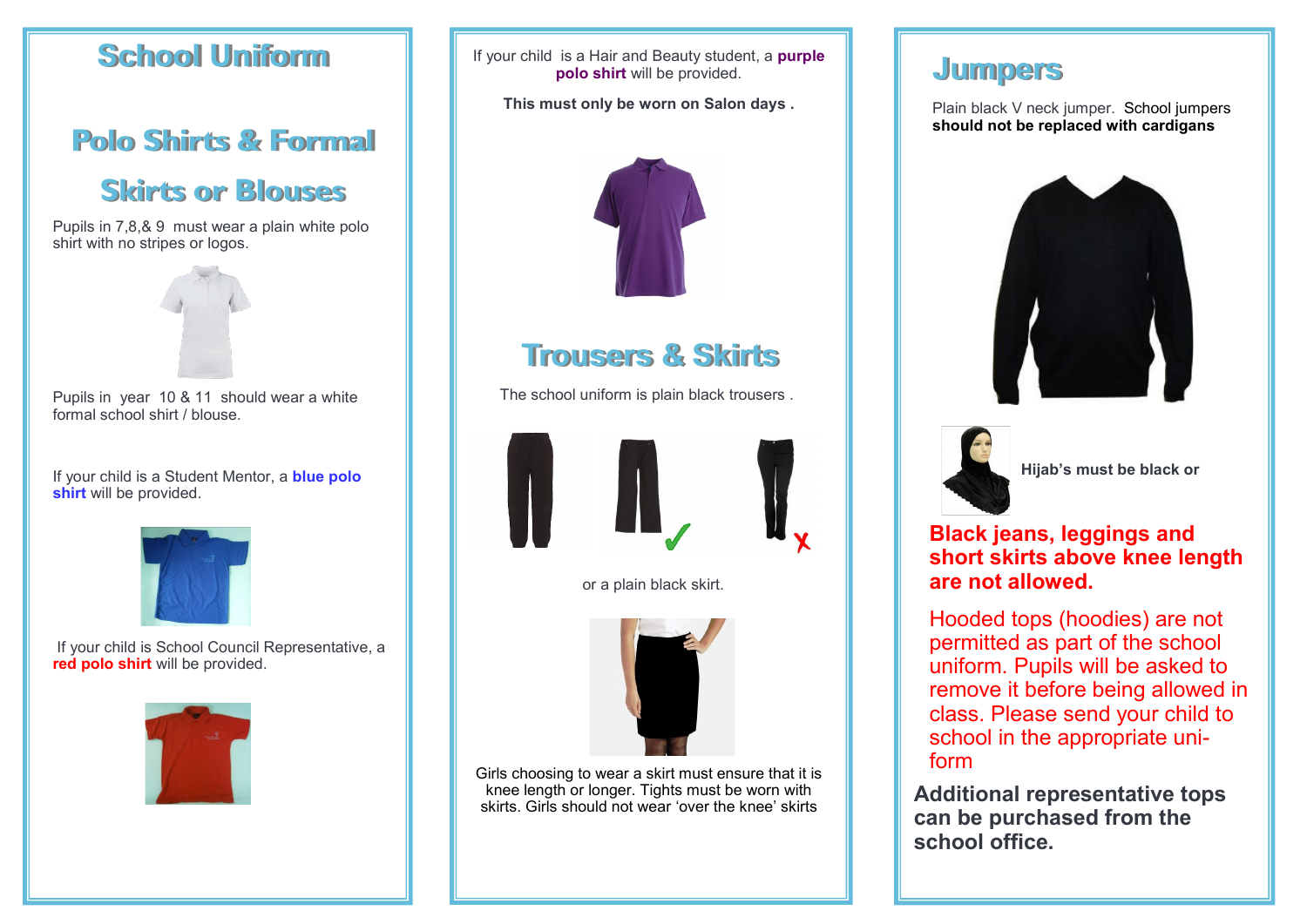# School Uniform

## Polo Shirts & Formal Skirts or Blouses

Pupils in 7,8,& 9 must wear a plain white polo shirt with no stripes or logos.

Pupils in year 10 & 11 should wear a white formal school shirt / blouse.

If your child is a Student Mentor, a **blue polo shirt** will be provided.

If your child is School Council Representative, a **red polo shirt** will be provided.

If your child is a Hair and Beauty student, a **purple polo shirt** will be provided.

**This must only be worn on Salon days .**

## Trousers & Skirts

The school uniform is plain black trousers .

✓

X

or a plain black skirt.

Girls choosing to wear a skirt must ensure that it is knee length or longer. Tights must be worn with skirts. Girls should not wear 'over the knee' skirts

## Jumpers

Plain black V neck jumper. School jumpers **should not be replaced with cardigans**

**Hijab's must be black or**

**Black jeans, leggings and short skirts above knee length are not allowed.**

Hooded tops (hoodies) are not permitted as part of the school uniform. Pupils will be asked to remove it before being allowed in class. Please send your child to school in the appropriate uni-form

**Additional representative tops can be purchased from the school office.**